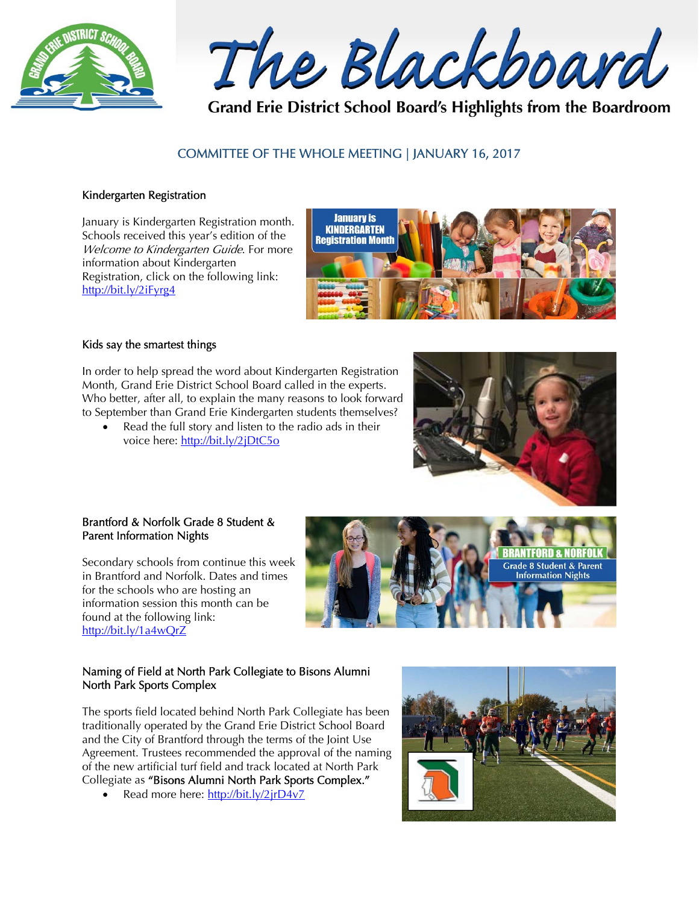# The Blackboard

Grand Erie District School Board's Highlights from the Boardroom

## COMMITTEE OF THE WHOLE MEETING | JANUARY 16, 2017

### Kindergarten Registration

January is Kindergarten Registration month. Schools received this year's edition of the *Welcome to Kindergarten Guide*. For more information about Kindergarten Registration, click on the following link: http://bit.ly/2iFyrg4

### Kids say the smartest things

In order to help spread the word about Kindergarten Registration Month, Grand Erie District School Board called in the experts. Who better, after all, to explain the many reasons to look forward to September than Grand Erie Kindergarten students themselves?

- Read the full story and listen to the radio ads in their voice here: http://bit.ly/2jDtC5o

### Brantford & Norfolk Grade 8 Student & Parent Information Nights

Secondary schools from continue this week in Brantford and Norfolk. Dates and times for the schools who are hosting an information session this month can be found at the following link: http://bit.ly/1a4wQrZ

### Naming of Field at North Park Collegiate to Bisons Alumni North Park Sports Complex

The sports field located behind North Park Collegiate has been traditionally operated by the Grand Erie District School Board and the City of Brantford through the terms of the Joint Use Agreement. Trustees recommended the approval of the naming of the new artificial turf field and track located at North Park Collegiate as "Bisons Alumni North Park Sports Complex."

- Read more here: http://bit.ly/2jrD4v7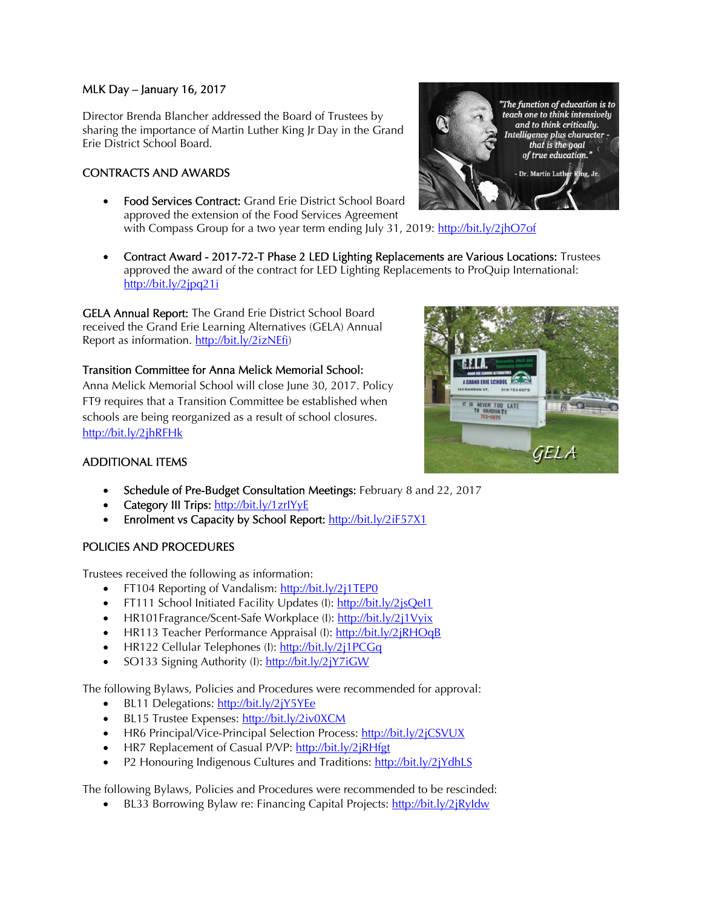MLK Day – January 16, 2017

Director Brenda Blancher addressed the Board of Trustees by sharing the importance of Martin Luther King Jr Day in the Grand Erie District School Board.

## CONTRACTS AND AWARDS

- Food Services Contract: Grand Erie District School Board approved the extension of the Food Services Agreement with Compass Group for a two year term ending July 31, 2019: http://bit.ly/2jhO7of
- Contract Award - 2017-72-T Phase 2 LED Lighting Replacements are Various Locations: Trustees approved the award of the contract for LED Lighting Replacements to ProQuip International: http://bit.ly/2jpq21i

GELA Annual Report: The Grand Erie District School Board received the Grand Erie Learning Alternatives (GELA) Annual Report as information. http://bit.ly/2izNEfi)

Transition Committee for Anna Melick Memorial School: Anna Melick Memorial School will close June 30, 2017. Policy FT9 requires that a Transition Committee be established when schools are being reorganized as a result of school closures. http://bit.ly/2jhRFHk

## ADDITIONAL ITEMS

- Schedule of Pre-Budget Consultation Meetings: February 8 and 22, 2017
- Category III Trips: http://bit.ly/1zrIYyE
- Enrolment vs Capacity by School Report: http://bit.ly/2iF57X1

## POLICIES AND PROCEDURES

Trustees received the following as information:

- FT104 Reporting of Vandalism: http://bit.ly/2j1TEP0
- FT111 School Initiated Facility Updates (I): http://bit.ly/2jsQeI1
- HR101Fragrance/Scent-Safe Workplace (I): http://bit.ly/2j1Vyix
- HR113 Teacher Performance Appraisal (I): http://bit.ly/2jRHOqB
- HR122 Cellular Telephones (I): http://bit.ly/2j1PCGq
- SO133 Signing Authority (I): http://bit.ly/2jY7iGW

The following Bylaws, Policies and Procedures were recommended for approval:

- BL11 Delegations: http://bit.ly/2jY5YEe
- BL15 Trustee Expenses: http://bit.ly/2iv0XCM
- HR6 Principal/Vice-Principal Selection Process: http://bit.ly/2jCSVUX
- HR7 Replacement of Casual P/VP: http://bit.ly/2jRHfgt
- P2 Honouring Indigenous Cultures and Traditions: http://bit.ly/2jYdhLS

The following Bylaws, Policies and Procedures were recommended to be rescinded:

- BL33 Borrowing Bylaw re: Financing Capital Projects: http://bit.ly/2jRyIdw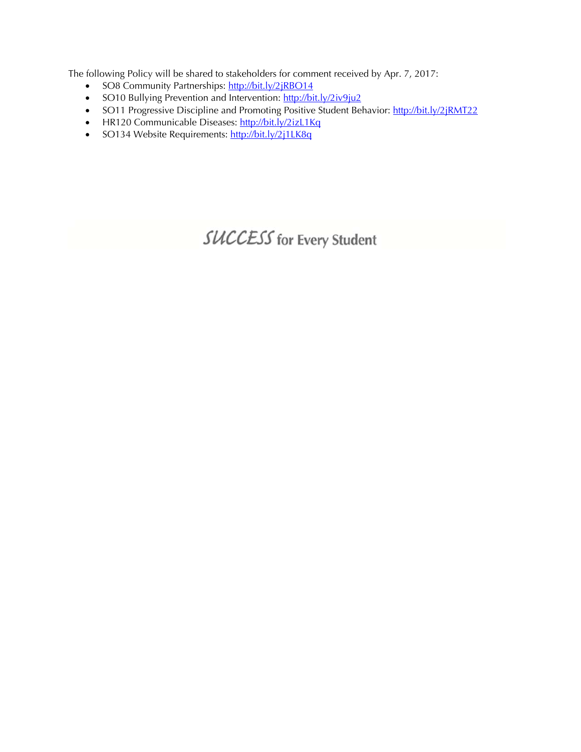The following Policy will be shared to stakeholders for comment received by Apr. 7, 2017:

- SO8 Community Partnerships: http://bit.ly/2jRBO14
- SO10 Bullying Prevention and Intervention: http://bit.ly/2iv9ju2
- SO11 Progressive Discipline and Promoting Positive Student Behavior: http://bit.ly/2jRMT22
- HR120 Communicable Diseases: http://bit.ly/2izL1Kq
- SO134 Website Requirements: http://bit.ly/2j1LK8q

*SUCCESS* for Every Student